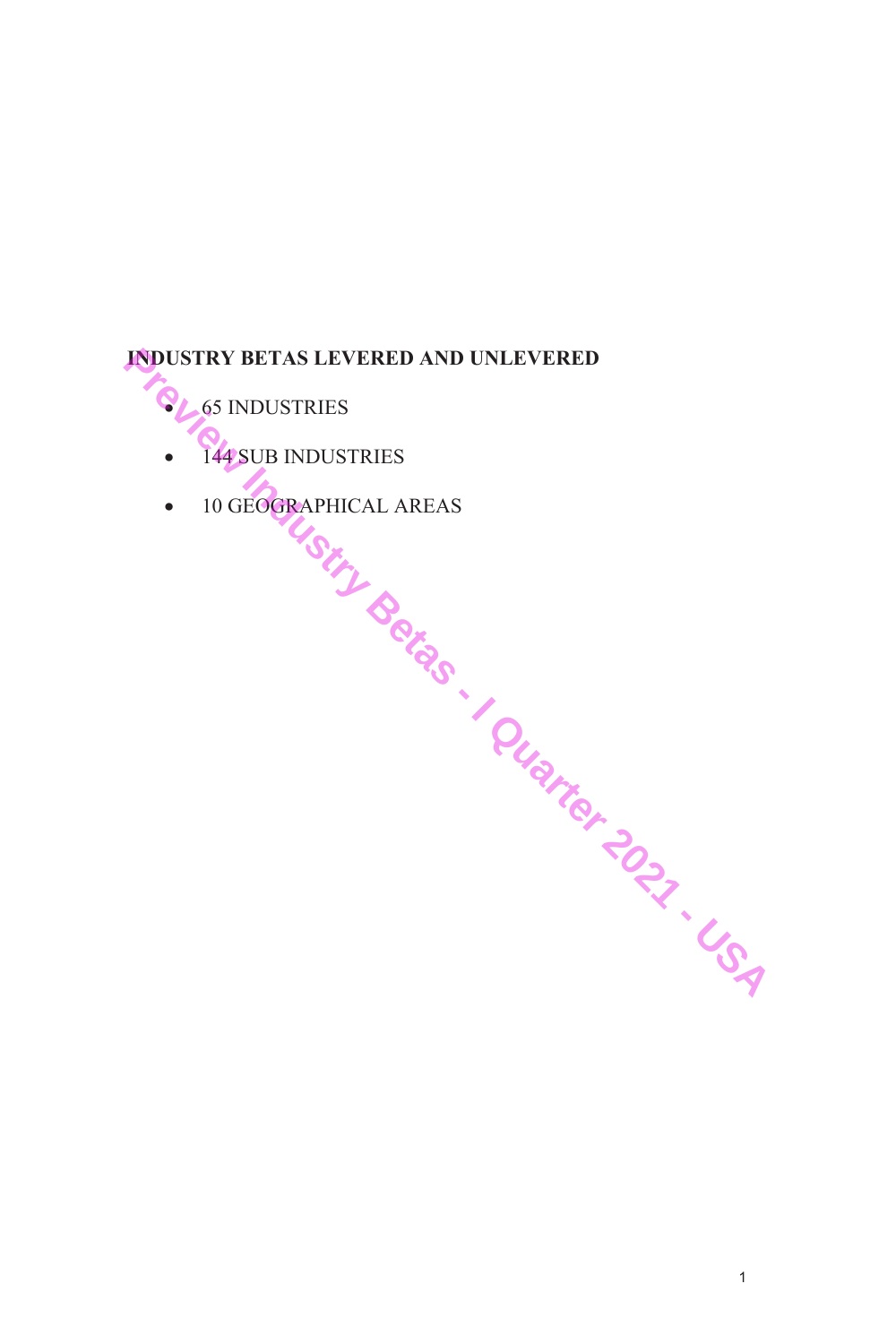**INDUSTRY BETAS LEVERED AND UNLEVERED**

- 65 INDUSTRIES
- 144 SUB INDUSTRIES
- 10 GEOGRAPHICAL AREAS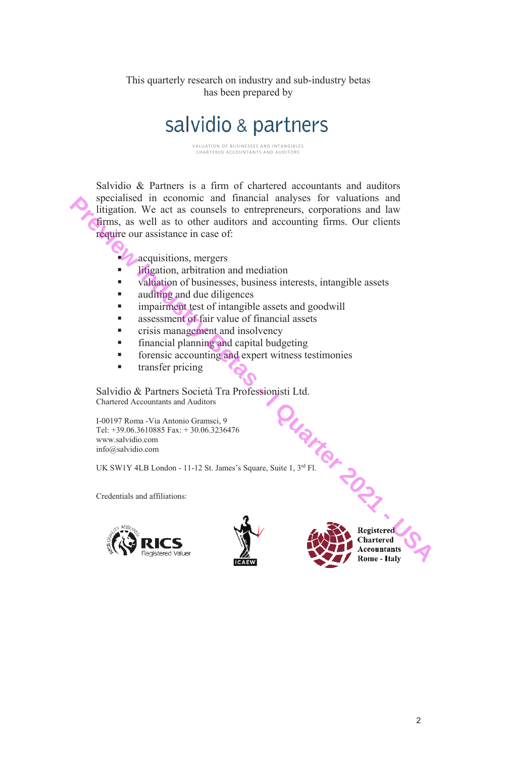This quarterly research on industry and sub-industry betas has been prepared by

# salvidio & partners

VALUATION OF BUSINESSES AND INTANGIBLES
CHARTERED ACCOUNTANTS AND AUDITORS

Salvidio & Partners is a firm of chartered accountants and auditors specialised in economic and financial analyses for valuations and litigation. We act as counsels to entrepreneurs, corporations and law firms, as well as to other auditors and accounting firms. Our clients require our assistance in case of:

- acquisitions, mergers
- litigation, arbitration and mediation
- valuation of businesses, business interests, intangible assets
- auditing and due diligences
- impairment test of intangible assets and goodwill
- assessment of fair value of financial assets
- crisis management and insolvency
- financial planning and capital budgeting
- forensic accounting and expert witness testimonies
- transfer pricing

Salvidio & Partners Società Tra Professionisti Ltd.
Chartered Accountants and Auditors

I-00197 Roma -Via Antonio Gramsci, 9
Tel: +39.06.3610885 Fax: + 30.06.3236476
www.salvidio.com
info@salvidio.com

UK SW1Y 4LB London - 11-12 St. James's Square, Suite 1, 3rd Fl.

Credentials and affiliations:

RICS Registered Valuer

ICAEW

Registered Chartered Accountants Rome - Italy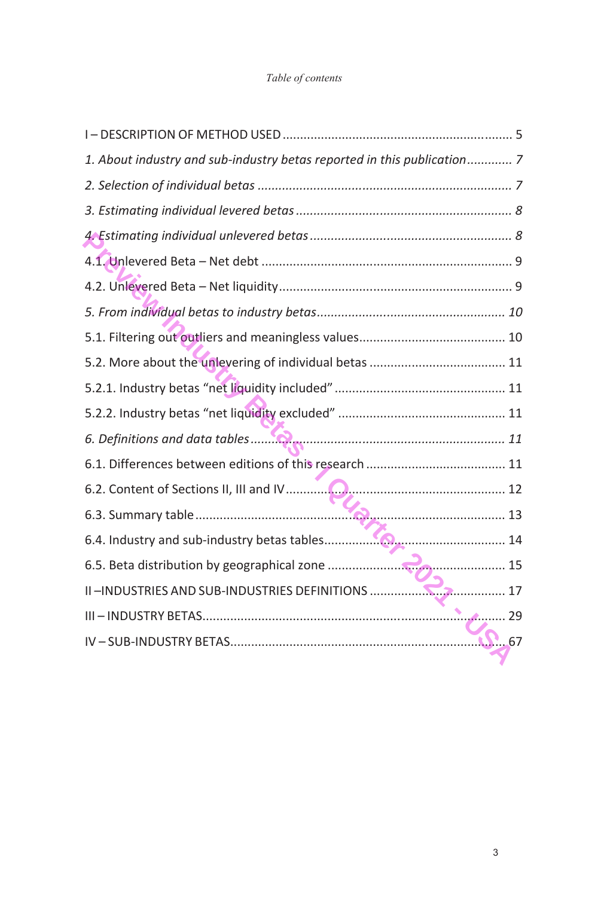*Table of contents*

I – DESCRIPTION OF METHOD USED ................................................................ 5

*1. About industry and sub-industry betas reported in this publication ............ 7*

*2. Selection of individual betas ...................................................................... 7*

*3. Estimating individual levered betas ............................................................ 8*

*4. Estimating individual unlevered betas ........................................................ 8*

4.1 Unlevered Beta – Net debt ........................................................................ 9

4.2. Unlevered Beta – Net liquidity .................................................................. 9

*5. From individual betas to industry betas .................................................... 10*

5.1. Filtering out outliers and meaningless values ......................................... 10

5.2. More about the unlevering of individual betas ....................................... 11

5.2.1. Industry betas “net liquidity included” ................................................ 11

5.2.2. Industry betas “net liquidity excluded” ............................................... 11

*6. Definitions and data tables ....................................................................... 11*

6.1. Differences between editions of this research ....................................... 11

6.2. Content of Sections II, III and IV ............................................................ 12

6.3. Summary table ........................................................................................ 13

6.4. Industry and sub-industry betas tables.................................................... 14

6.5. Beta distribution by geographical zone .................................................. 15

II –INDUSTRIES AND SUB-INDUSTRIES DEFINITIONS ..................................... 17

III – INDUSTRY BETAS......................................................................................... 29

IV – SUB-INDUSTRY BETAS.................................................................................. 67

Preview Industry Betas - 1 Quarter 2021 - USA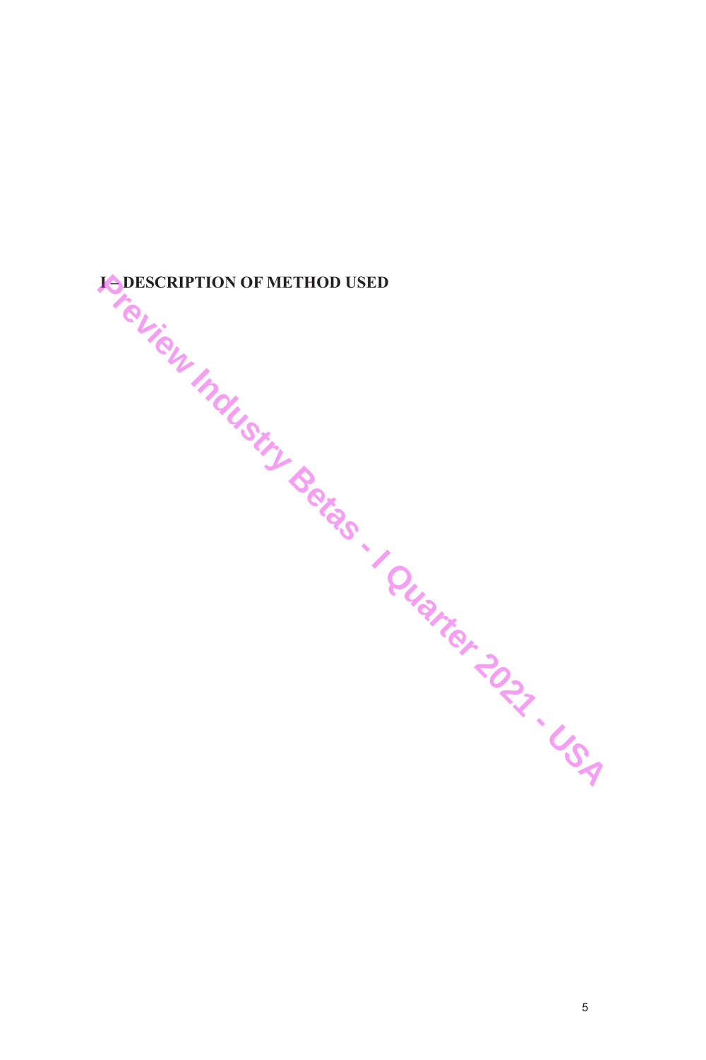# I – DESCRIPTION OF METHOD USED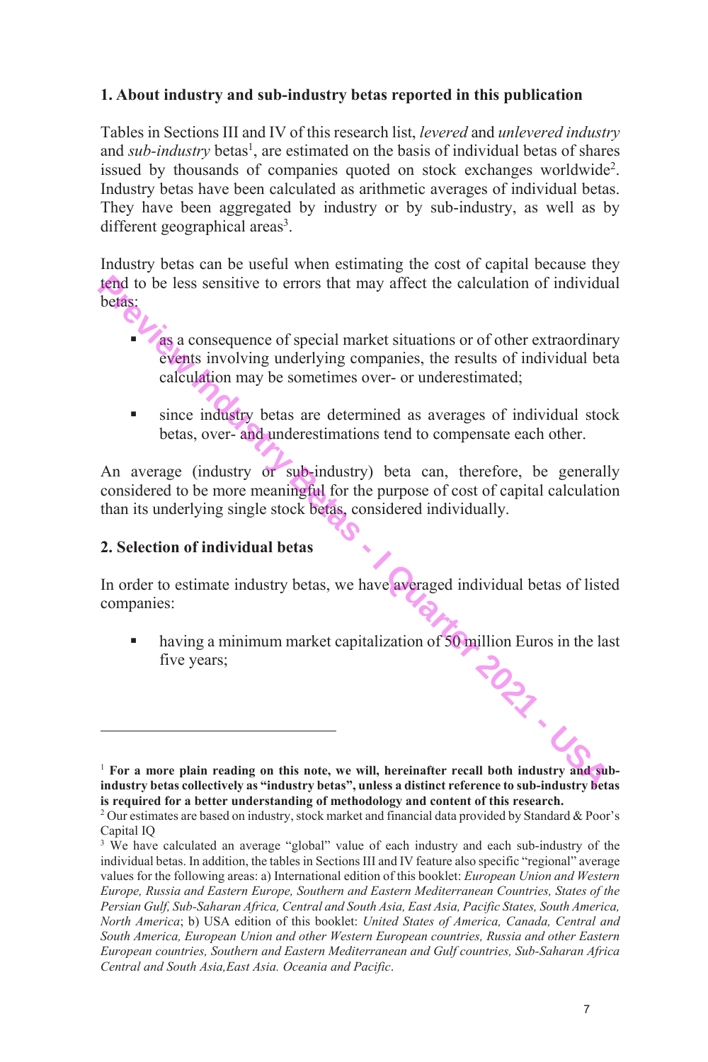## 1. About industry and sub-industry betas reported in this publication

Tables in Sections III and IV of this research list, *levered* and *unlevered industry* and *sub-industry* betas[1], are estimated on the basis of individual betas of shares issued by thousands of companies quoted on stock exchanges worldwide[2]. Industry betas have been calculated as arithmetic averages of individual betas. They have been aggregated by industry or by sub-industry, as well as by different geographical areas[3].

Industry betas can be useful when estimating the cost of capital because they tend to be less sensitive to errors that may affect the calculation of individual betas:

- as a consequence of special market situations or of other extraordinary events involving underlying companies, the results of individual beta calculation may be sometimes over- or underestimated;
- since industry betas are determined as averages of individual stock betas, over- and underestimations tend to compensate each other.

An average (industry or sub-industry) beta can, therefore, be generally considered to be more meaningful for the purpose of cost of capital calculation than its underlying single stock betas, considered individually.

## 2. Selection of individual betas

In order to estimate industry betas, we have averaged individual betas of listed companies:

- having a minimum market capitalization of 50 million Euros in the last five years;

---

[1] **For a more plain reading on this note, we will, hereinafter recall both industry and sub-industry betas collectively as "industry betas", unless a distinct reference to sub-industry betas is required for a better understanding of methodology and content of this research.**

[2] Our estimates are based on industry, stock market and financial data provided by Standard & Poor's Capital IQ

[3] We have calculated an average "global" value of each industry and each sub-industry of the individual betas. In addition, the tables in Sections III and IV feature also specific "regional" average values for the following areas: a) International edition of this booklet: *European Union and Western Europe, Russia and Eastern Europe, Southern and Eastern Mediterranean Countries, States of the Persian Gulf, Sub-Saharan Africa, Central and South Asia, East Asia, Pacific States, South America, North America*; b) USA edition of this booklet: *United States of America, Canada, Central and South America, European Union and other Western European countries, Russia and other Eastern European countries, Southern and Eastern Mediterranean and Gulf countries, Sub-Saharan Africa Central and South Asia,East Asia. Oceania and Pacific*.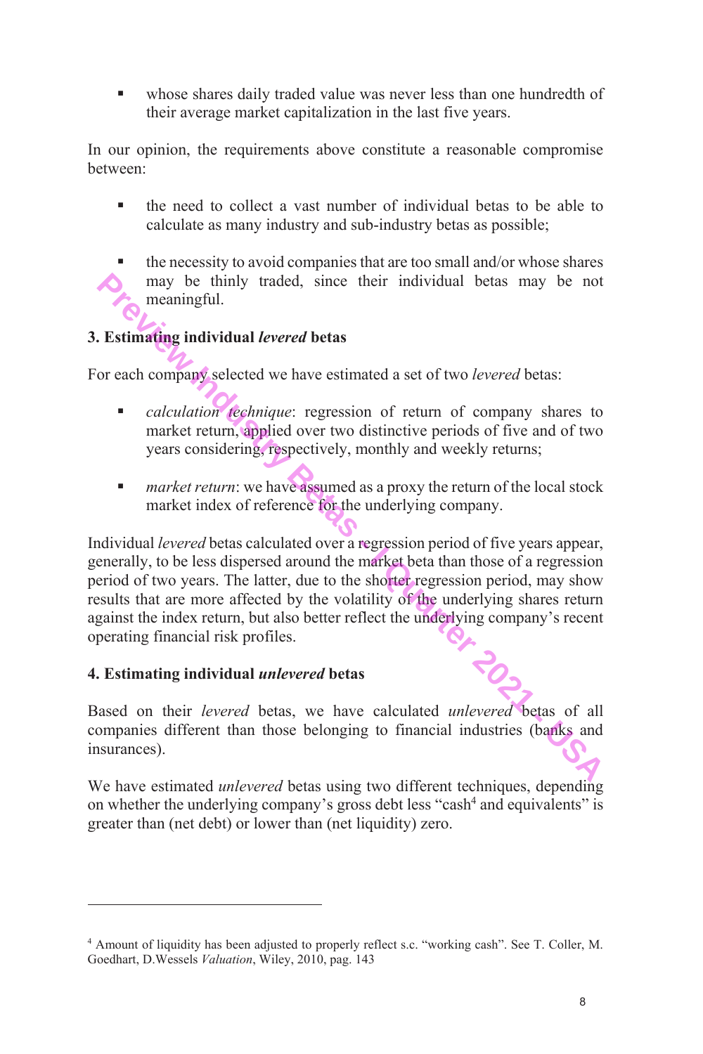- whose shares daily traded value was never less than one hundredth of their average market capitalization in the last five years.

In our opinion, the requirements above constitute a reasonable compromise between:

- the need to collect a vast number of individual betas to be able to calculate as many industry and sub-industry betas as possible;

- the necessity to avoid companies that are too small and/or whose shares may be thinly traded, since their individual betas may be not meaningful.

### 3. Estimating individual *levered* betas

For each company selected we have estimated a set of two *levered* betas:

- *calculation technique*: regression of return of company shares to market return, applied over two distinctive periods of five and of two years considering, respectively, monthly and weekly returns;

- *market return*: we have assumed as a proxy the return of the local stock market index of reference for the underlying company.

Individual *levered* betas calculated over a regression period of five years appear, generally, to be less dispersed around the market beta than those of a regression period of two years. The latter, due to the shorter regression period, may show results that are more affected by the volatility of the underlying shares return against the index return, but also better reflect the underlying company's recent operating financial risk profiles.

### 4. Estimating individual *unlevered* betas

Based on their *levered* betas, we have calculated *unlevered* betas of all companies different than those belonging to financial industries (banks and insurances).

We have estimated *unlevered* betas using two different techniques, depending on whether the underlying company's gross debt less "cash[4] and equivalents" is greater than (net debt) or lower than (net liquidity) zero.

---

[4] Amount of liquidity has been adjusted to properly reflect s.c. "working cash". See T. Coller, M. Goedhart, D.Wessels *Valuation*, Wiley, 2010, pag. 143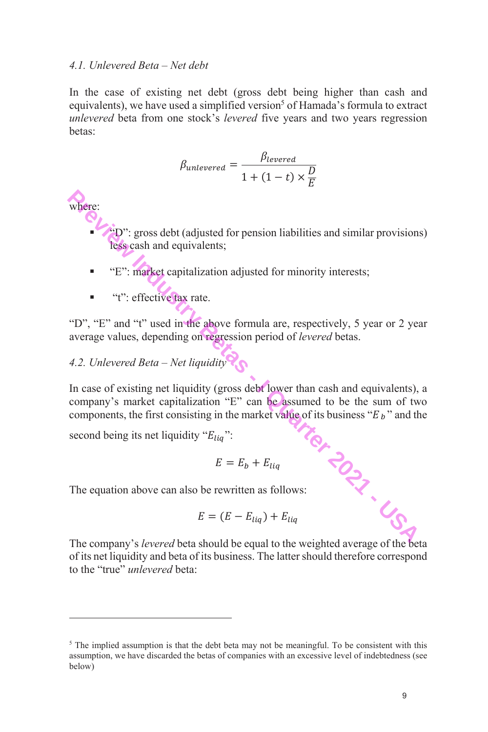*4.1. Unlevered Beta – Net debt*

In the case of existing net debt (gross debt being higher than cash and equivalents), we have used a simplified version[5] of Hamada's formula to extract *unlevered* beta from one stock's *levered* five years and two years regression betas:

$$\beta_{unlevered} = \frac{\beta_{levered}}{1 + (1 - t) \times \frac{D}{E}}$$

where:

- "D": gross debt (adjusted for pension liabilities and similar provisions) less cash and equivalents;
- "E": market capitalization adjusted for minority interests;
- "t": effective tax rate.

"D", "E" and "t" used in the above formula are, respectively, 5 year or 2 year average values, depending on regression period of *levered* betas.

*4.2. Unlevered Beta – Net liquidity*

In case of existing net liquidity (gross debt lower than cash and equivalents), a company's market capitalization "E" can be assumed to be the sum of two components, the first consisting in the market value of its business "$E_b$" and the second being its net liquidity "$E_{liq}$":

$$E = E_b + E_{liq}$$

The equation above can also be rewritten as follows:

$$E = (E - E_{liq}) + E_{liq}$$

The company's *levered* beta should be equal to the weighted average of the beta of its net liquidity and beta of its business. The latter should therefore correspond to the "true" *unlevered* beta:

---

[5] The implied assumption is that the debt beta may not be meaningful. To be consistent with this assumption, we have discarded the betas of companies with an excessive level of indebtedness (see below)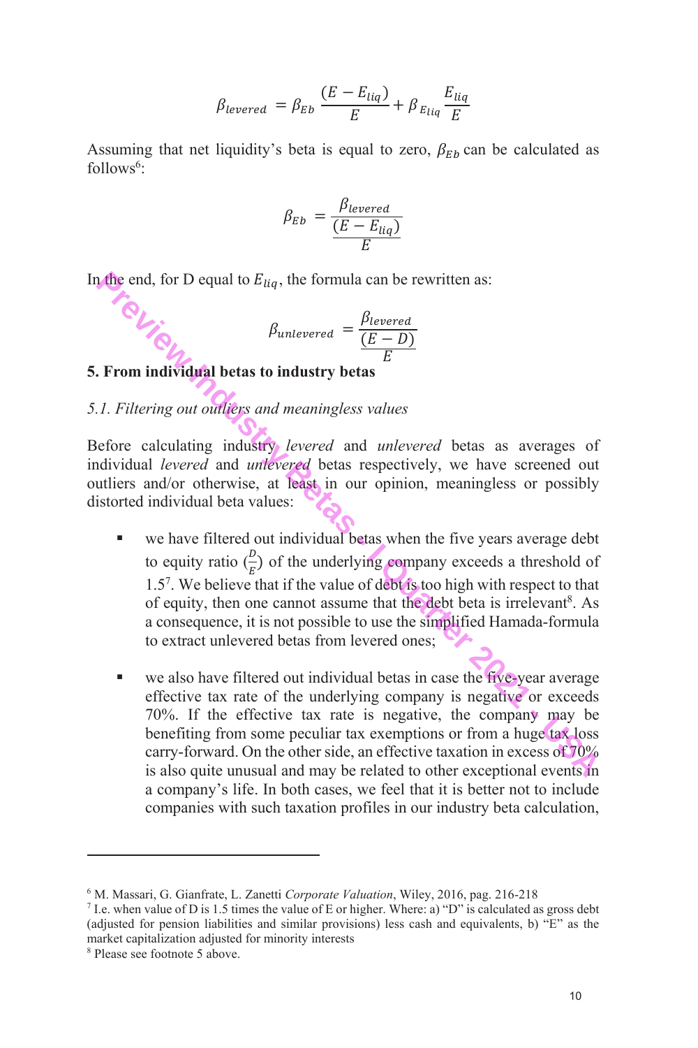$$\beta_{levered} = \beta_{Eb} \frac{(E - E_{liq})}{E} + \beta_{E_{liq}} \frac{E_{liq}}{E}$$

Assuming that net liquidity's beta is equal to zero, $\beta_{Eb}$ can be calculated as follows[6]:

$$\beta_{Eb} = \frac{\beta_{levered}}{\frac{(E - E_{liq})}{E}}$$

In the end, for D equal to $E_{liq}$, the formula can be rewritten as:

$$\beta_{unlevered} = \frac{\beta_{levered}}{\frac{(E - D)}{E}}$$

## 5. From individual betas to industry betas

### *5.1. Filtering out outliers and meaningless values*

Before calculating industry *levered* and *unlevered* betas as averages of individual *levered* and *unlevered* betas respectively, we have screened out outliers and/or otherwise, at least in our opinion, meaningless or possibly distorted individual beta values:

- we have filtered out individual betas when the five years average debt to equity ratio ($\frac{D}{E}$) of the underlying company exceeds a threshold of 1.5[7]. We believe that if the value of debt is too high with respect to that of equity, then one cannot assume that the debt beta is irrelevant[8]. As a consequence, it is not possible to use the simplified Hamada-formula to extract unlevered betas from levered ones;

- we also have filtered out individual betas in case the five-year average effective tax rate of the underlying company is negative or exceeds 70%. If the effective tax rate is negative, the company may be benefiting from some peculiar tax exemptions or from a huge tax loss carry-forward. On the other side, an effective taxation in excess of 70% is also quite unusual and may be related to other exceptional events in a company's life. In both cases, we feel that it is better not to include companies with such taxation profiles in our industry beta calculation,

---

[6] M. Massari, G. Gianfrate, L. Zanetti *Corporate Valuation*, Wiley, 2016, pag. 216-218

[7] I.e. when value of D is 1.5 times the value of E or higher. Where: a) "D" is calculated as gross debt (adjusted for pension liabilities and similar provisions) less cash and equivalents, b) "E" as the market capitalization adjusted for minority interests

[8] Please see footnote 5 above.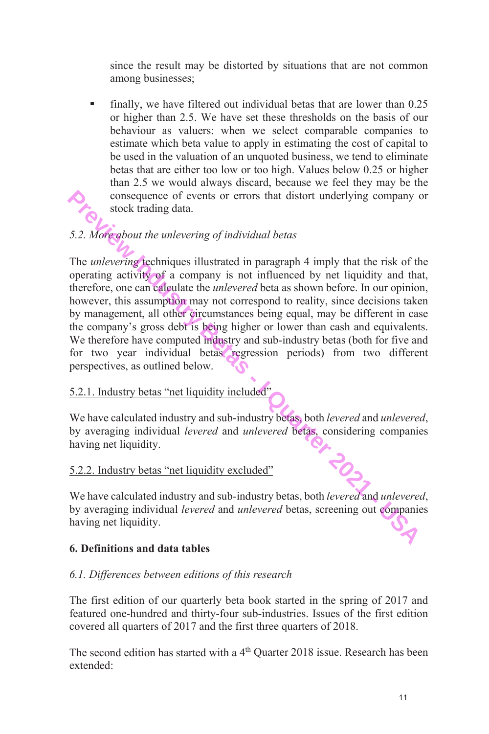since the result may be distorted by situations that are not common among businesses;

- finally, we have filtered out individual betas that are lower than 0.25 or higher than 2.5. We have set these thresholds on the basis of our behaviour as valuers: when we select comparable companies to estimate which beta value to apply in estimating the cost of capital to be used in the valuation of an unquoted business, we tend to eliminate betas that are either too low or too high. Values below 0.25 or higher than 2.5 we would always discard, because we feel they may be the consequence of events or errors that distort underlying company or stock trading data.

### *5.2. More about the unlevering of individual betas*

The *unlevering* techniques illustrated in paragraph 4 imply that the risk of the operating activity of a company is not influenced by net liquidity and that, therefore, one can calculate the *unlevered* beta as shown before. In our opinion, however, this assumption may not correspond to reality, since decisions taken by management, all other circumstances being equal, may be different in case the company's gross debt is being higher or lower than cash and equivalents. We therefore have computed industry and sub-industry betas (both for five and for two year individual betas regression periods) from two different perspectives, as outlined below.

#### 5.2.1. Industry betas "net liquidity included"

We have calculated industry and sub-industry betas, both *levered* and *unlevered*, by averaging individual *levered* and *unlevered* betas, considering companies having net liquidity.

#### 5.2.2. Industry betas "net liquidity excluded"

We have calculated industry and sub-industry betas, both *levered* and *unlevered*, by averaging individual *levered* and *unlevered* betas, screening out companies having net liquidity.

## 6. Definitions and data tables

### *6.1. Differences between editions of this research*

The first edition of our quarterly beta book started in the spring of 2017 and featured one-hundred and thirty-four sub-industries. Issues of the first edition covered all quarters of 2017 and the first three quarters of 2018.

The second edition has started with a 4th Quarter 2018 issue. Research has been extended: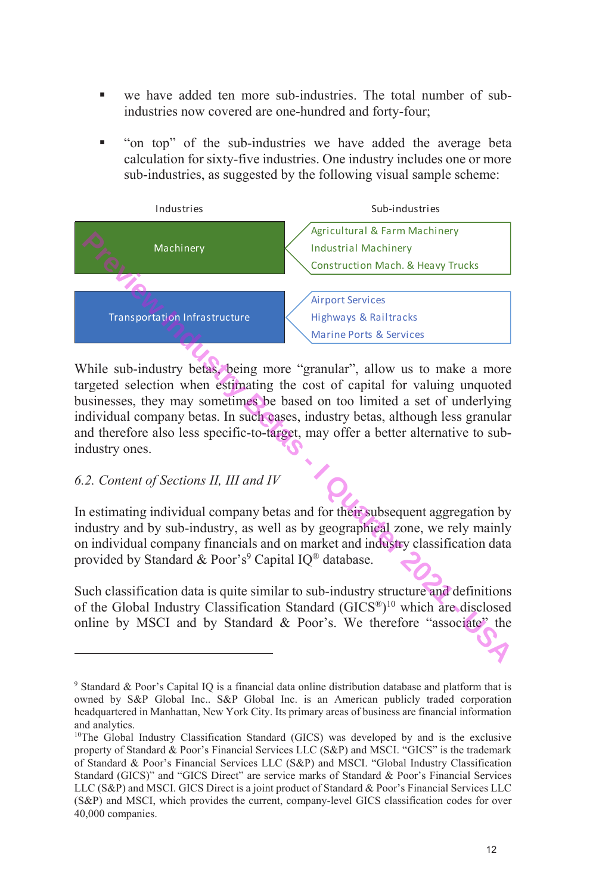- we have added ten more sub-industries. The total number of sub-industries now covered are one-hundred and forty-four;

- "on top" of the sub-industries we have added the average beta calculation for sixty-five industries. One industry includes one or more sub-industries, as suggested by the following visual sample scheme:

| Industries | Sub-industries |
|---|---|
| Machinery | Agricultural & Farm Machinery<br>Industrial Machinery<br>Construction Mach. & Heavy Trucks |
| Transportation Infrastructure | Airport Services<br>Highways & Railtracks<br>Marine Ports & Services |

While sub-industry betas, being more "granular", allow us to make a more targeted selection when estimating the cost of capital for valuing unquoted businesses, they may sometimes be based on too limited a set of underlying individual company betas. In such cases, industry betas, although less granular and therefore also less specific-to-target, may offer a better alternative to sub-industry ones.

### *6.2. Content of Sections II, III and IV*

In estimating individual company betas and for their subsequent aggregation by industry and by sub-industry, as well as by geographical zone, we rely mainly on individual company financials and on market and industry classification data provided by Standard & Poor's[9] Capital IQ® database.

Such classification data is quite similar to sub-industry structure and definitions of the Global Industry Classification Standard (GICS®)[10] which are disclosed online by MSCI and by Standard & Poor's. We therefore "associate" the

---

[9] Standard & Poor's Capital IQ is a financial data online distribution database and platform that is owned by S&P Global Inc.. S&P Global Inc. is an American publicly traded corporation headquartered in Manhattan, New York City. Its primary areas of business are financial information and analytics.

[10] The Global Industry Classification Standard (GICS) was developed by and is the exclusive property of Standard & Poor's Financial Services LLC (S&P) and MSCI. "GICS" is the trademark of Standard & Poor's Financial Services LLC (S&P) and MSCI. "Global Industry Classification Standard (GICS)" and "GICS Direct" are service marks of Standard & Poor's Financial Services LLC (S&P) and MSCI. GICS Direct is a joint product of Standard & Poor's Financial Services LLC (S&P) and MSCI, which provides the current, company-level GICS classification codes for over 40,000 companies.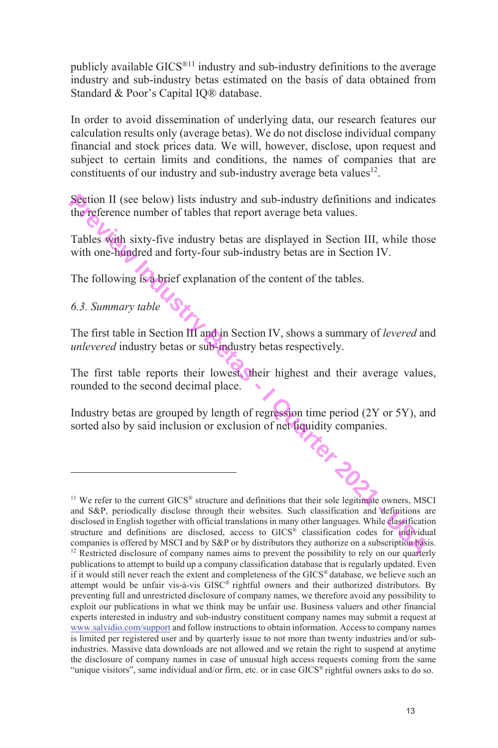publicly available GICS®[11] industry and sub-industry definitions to the average industry and sub-industry betas estimated on the basis of data obtained from Standard & Poor's Capital IQ® database.

In order to avoid dissemination of underlying data, our research features our calculation results only (average betas). We do not disclose individual company financial and stock prices data. We will, however, disclose, upon request and subject to certain limits and conditions, the names of companies that are constituents of our industry and sub-industry average beta values[12].

Section II (see below) lists industry and sub-industry definitions and indicates the reference number of tables that report average beta values.

Tables with sixty-five industry betas are displayed in Section III, while those with one-hundred and forty-four sub-industry betas are in Section IV.

The following is a brief explanation of the content of the tables.

### *6.3. Summary table*

The first table in Section III and in Section IV, shows a summary of *levered* and *unlevered* industry betas or sub-industry betas respectively.

The first table reports their lowest, their highest and their average values, rounded to the second decimal place.

Industry betas are grouped by length of regression time period (2Y or 5Y), and sorted also by said inclusion or exclusion of net liquidity companies.

---

[11] We refer to the current GICS® structure and definitions that their sole legitimate owners, MSCI and S&P, periodically disclose through their websites. Such classification and definitions are disclosed in English together with official translations in many other languages. While classification structure and definitions are disclosed, access to GICS® classification codes for individual companies is offered by MSCI and by S&P or by distributors they authorize on a subscription basis.

[12] Restricted disclosure of company names aims to prevent the possibility to rely on our quarterly publications to attempt to build up a company classification database that is regularly updated. Even if it would still never reach the extent and completeness of the GICS® database, we believe such an attempt would be unfair vis-à-vis GISC® rightful owners and their authorized distributors. By preventing full and unrestricted disclosure of company names, we therefore avoid any possibility to exploit our publications in what we think may be unfair use. Business valuers and other financial experts interested in industry and sub-industry constituent company names may submit a request at www.salvidio.com/support and follow instructions to obtain information. Access to company names is limited per registered user and by quarterly issue to not more than twenty industries and/or sub-industries. Massive data downloads are not allowed and we retain the right to suspend at anytime the disclosure of company names in case of unusual high access requests coming from the same "unique visitors", same individual and/or firm, etc. or in case GICS® rightful owners asks to do so.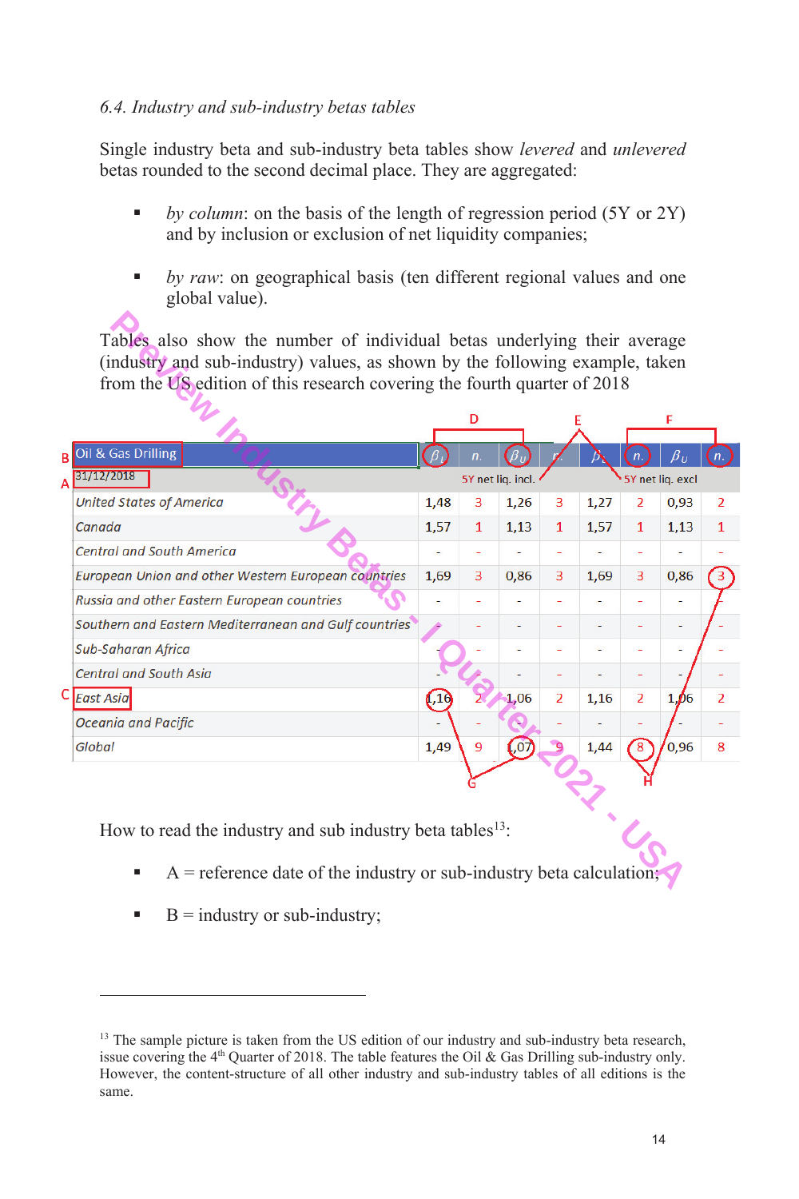*6.4. Industry and sub-industry betas tables*

Single industry beta and sub-industry beta tables show *levered* and *unlevered* betas rounded to the second decimal place. They are aggregated:

- *by column*: on the basis of the length of regression period (5Y or 2Y) and by inclusion or exclusion of net liquidity companies;
- *by raw*: on geographical basis (ten different regional values and one global value).

Tables also show the number of individual betas underlying their average (industry and sub-industry) values, as shown by the following example, taken from the US edition of this research covering the fourth quarter of 2018

| Oil & Gas Drilling | $\beta_L$ | n. | $\beta_U$ | n. | $\beta_L$ | n. | $\beta_U$ | n. |
|---|---|---|---|---|---|---|---|---|
| 31/12/2018 | 5Y net liq. incl. | | | | 5Y net liq. excl | | | |
| United States of America | 1,48 | 3 | 1,26 | 3 | 1,27 | 2 | 0,93 | 2 |
| Canada | 1,57 | 1 | 1,13 | 1 | 1,57 | 1 | 1,13 | 1 |
| Central and South America | - | - | - | - | - | - | - | - |
| European Union and other Western European countries | 1,69 | 3 | 0,86 | 3 | 1,69 | 3 | 0,86 | 3 |
| Russia and other Eastern European countries | - | - | - | - | - | - | - | - |
| Southern and Eastern Mediterranean and Gulf countries | - | - | - | - | - | - | - | - |
| Sub-Saharan Africa | - | - | - | - | - | - | - | - |
| Central and South Asia | - | - | - | - | - | - | - | - |
| East Asia | 1,16 | 2 | 1,06 | 2 | 1,16 | 2 | 1,06 | 2 |
| Oceania and Pacific | - | - | - | - | - | - | - | - |
| Global | 1,49 | 9 | 1,07 | 9 | 1,44 | 8 | 0,96 | 8 |

How to read the industry and sub industry beta tables[13]:

- A = reference date of the industry or sub-industry beta calculation;
- B = industry or sub-industry;

[13] The sample picture is taken from the US edition of our industry and sub-industry beta research, issue covering the 4th Quarter of 2018. The table features the Oil & Gas Drilling sub-industry only. However, the content-structure of all other industry and sub-industry tables of all editions is the same.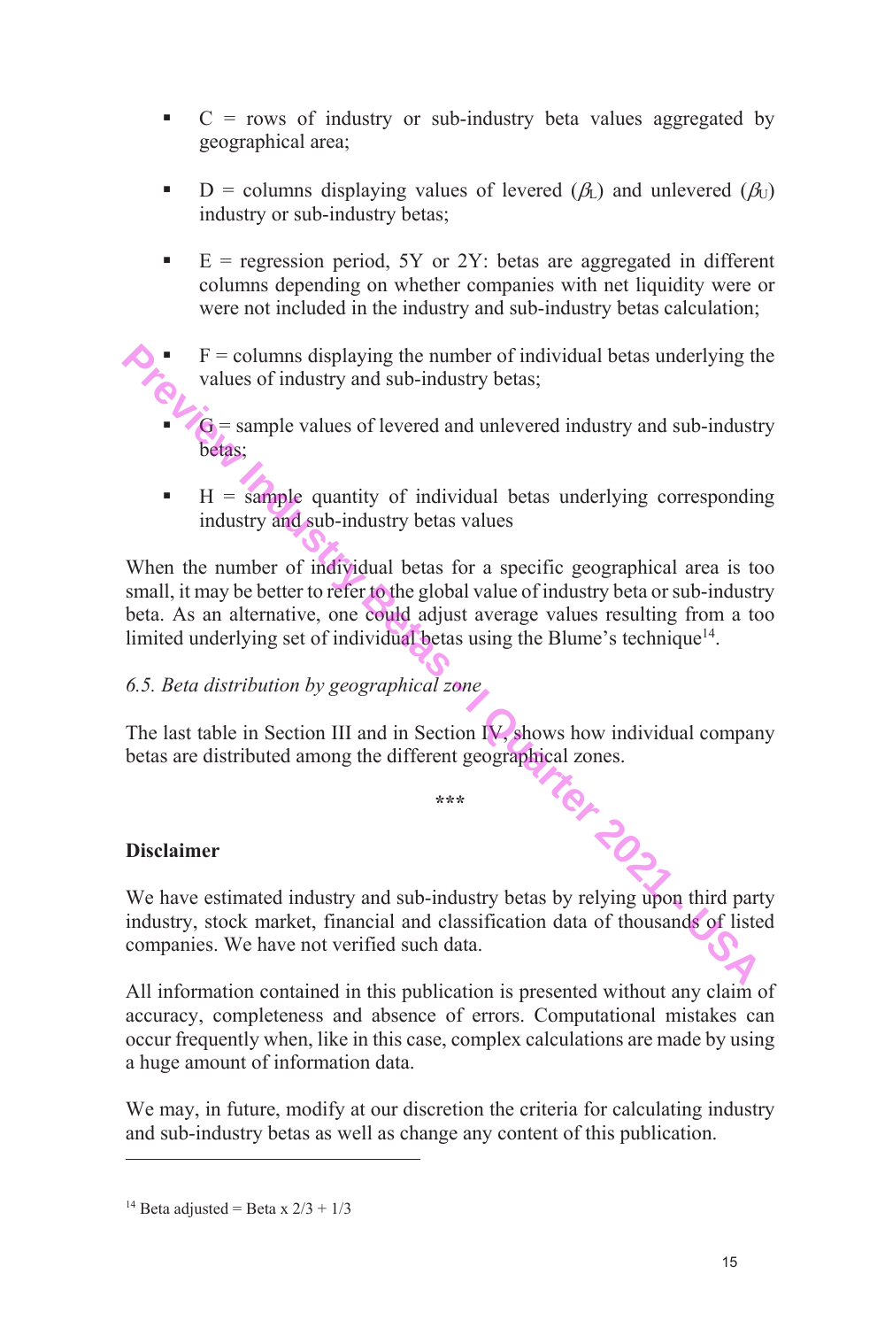- C = rows of industry or sub-industry beta values aggregated by geographical area;

- D = columns displaying values of levered ($\beta_L$) and unlevered ($\beta_U$) industry or sub-industry betas;

- E = regression period, 5Y or 2Y: betas are aggregated in different columns depending on whether companies with net liquidity were or were not included in the industry and sub-industry betas calculation;

- F = columns displaying the number of individual betas underlying the values of industry and sub-industry betas;

- G = sample values of levered and unlevered industry and sub-industry betas;

- H = sample quantity of individual betas underlying corresponding industry and sub-industry betas values

When the number of individual betas for a specific geographical area is too small, it may be better to refer to the global value of industry beta or sub-industry beta. As an alternative, one could adjust average values resulting from a too limited underlying set of individual betas using the Blume's technique[14].

*6.5. Beta distribution by geographical zone*

The last table in Section III and in Section IV, shows how individual company betas are distributed among the different geographical zones.

\*\*\*

**Disclaimer**

We have estimated industry and sub-industry betas by relying upon third party industry, stock market, financial and classification data of thousands of listed companies. We have not verified such data.

All information contained in this publication is presented without any claim of accuracy, completeness and absence of errors. Computational mistakes can occur frequently when, like in this case, complex calculations are made by using a huge amount of information data.

We may, in future, modify at our discretion the criteria for calculating industry and sub-industry betas as well as change any content of this publication.

---

[14] Beta adjusted = Beta x 2/3 + 1/3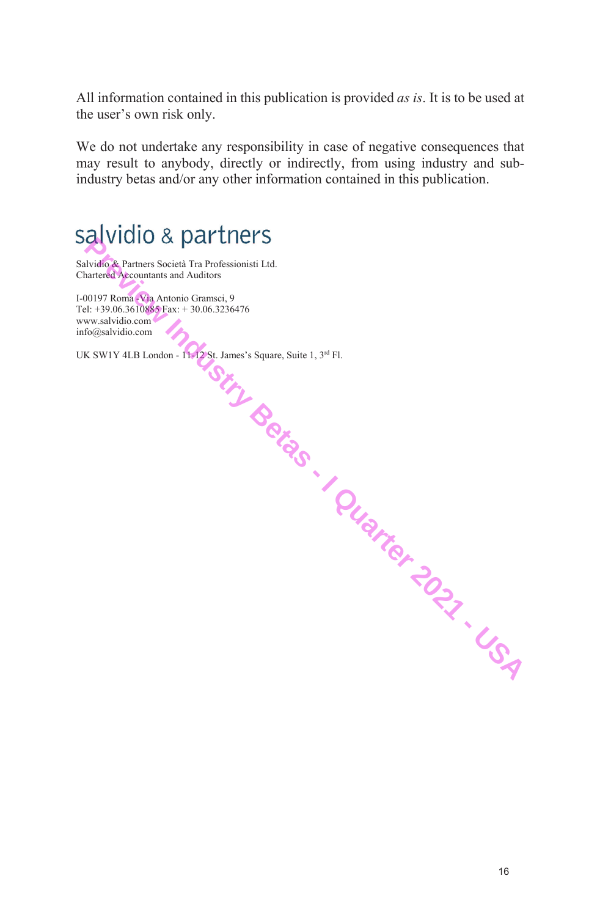All information contained in this publication is provided *as is*. It is to be used at the user's own risk only.

We do not undertake any responsibility in case of negative consequences that may result to anybody, directly or indirectly, from using industry and sub-industry betas and/or any other information contained in this publication.

salvidio & partners

Salvidio & Partners Società Tra Professionisti Ltd.
Chartered Accountants and Auditors

I-00197 Roma - Via Antonio Gramsci, 9
Tel: +39.06.3610885 Fax: + 30.06.3236476
www.salvidio.com
info@salvidio.com

UK SW1Y 4LB London - 11-12 St. James's Square, Suite 1, 3rd Fl.